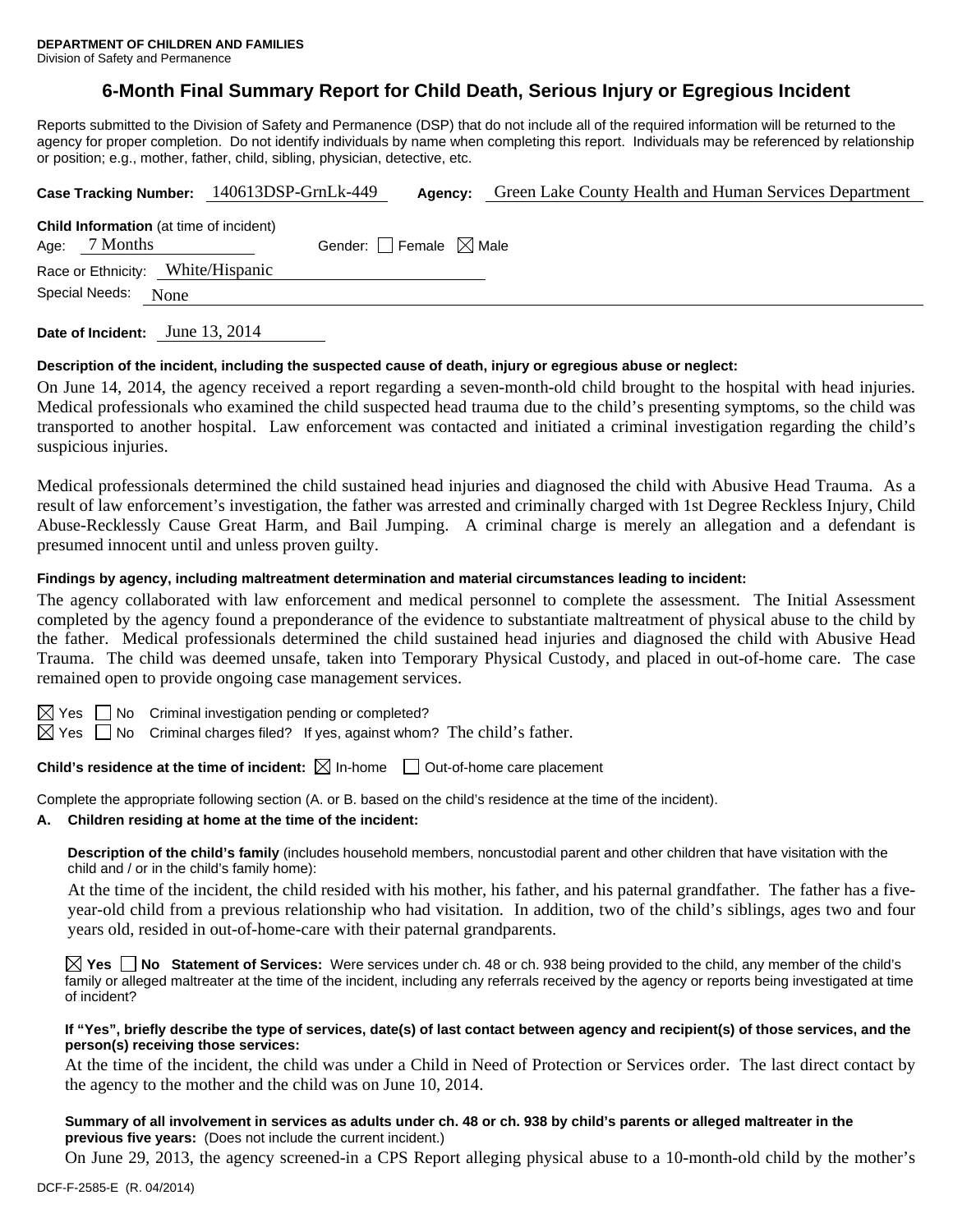**DEPARTMENT OF CHILDREN AND FAMILIES**
Division of Safety and Permanence

# 6-Month Final Summary Report for Child Death, Serious Injury or Egregious Incident

Reports submitted to the Division of Safety and Permanence (DSP) that do not include all of the required information will be returned to the agency for proper completion. Do not identify individuals by name when completing this report. Individuals may be referenced by relationship or position; e.g., mother, father, child, sibling, physician, detective, etc.

**Case Tracking Number:** 140613DSP-GrnLk-449 **Agency:** Green Lake County Health and Human Services Department

**Child Information** (at time of incident)
Age: 7 Months Gender: ☐ Female ☒ Male
Race or Ethnicity: White/Hispanic
Special Needs: None

**Date of Incident:** June 13, 2014

**Description of the incident, including the suspected cause of death, injury or egregious abuse or neglect:**

On June 14, 2014, the agency received a report regarding a seven-month-old child brought to the hospital with head injuries. Medical professionals who examined the child suspected head trauma due to the child's presenting symptoms, so the child was transported to another hospital. Law enforcement was contacted and initiated a criminal investigation regarding the child's suspicious injuries.

Medical professionals determined the child sustained head injuries and diagnosed the child with Abusive Head Trauma. As a result of law enforcement's investigation, the father was arrested and criminally charged with 1st Degree Reckless Injury, Child Abuse-Recklessly Cause Great Harm, and Bail Jumping. A criminal charge is merely an allegation and a defendant is presumed innocent until and unless proven guilty.

**Findings by agency, including maltreatment determination and material circumstances leading to incident:**

The agency collaborated with law enforcement and medical personnel to complete the assessment. The Initial Assessment completed by the agency found a preponderance of the evidence to substantiate maltreatment of physical abuse to the child by the father. Medical professionals determined the child sustained head injuries and diagnosed the child with Abusive Head Trauma. The child was deemed unsafe, taken into Temporary Physical Custody, and placed in out-of-home care. The case remained open to provide ongoing case management services.

☒ Yes ☐ No Criminal investigation pending or completed?
☒ Yes ☐ No Criminal charges filed? If yes, against whom? The child's father.

**Child's residence at the time of incident:** ☒ In-home ☐ Out-of-home care placement

Complete the appropriate following section (A. or B. based on the child's residence at the time of the incident).

**A. Children residing at home at the time of the incident:**

**Description of the child's family** (includes household members, noncustodial parent and other children that have visitation with the child and / or in the child's family home):

At the time of the incident, the child resided with his mother, his father, and his paternal grandfather. The father has a five-year-old child from a previous relationship who had visitation. In addition, two of the child's siblings, ages two and four years old, resided in out-of-home-care with their paternal grandparents.

☒ **Yes** ☐ **No Statement of Services:** Were services under ch. 48 or ch. 938 being provided to the child, any member of the child's family or alleged maltreater at the time of the incident, including any referrals received by the agency or reports being investigated at time of incident?

**If "Yes", briefly describe the type of services, date(s) of last contact between agency and recipient(s) of those services, and the person(s) receiving those services:**

At the time of the incident, the child was under a Child in Need of Protection or Services order. The last direct contact by the agency to the mother and the child was on June 10, 2014.

**Summary of all involvement in services as adults under ch. 48 or ch. 938 by child's parents or alleged maltreater in the previous five years:** (Does not include the current incident.)

On June 29, 2013, the agency screened-in a CPS Report alleging physical abuse to a 10-month-old child by the mother's

DCF-F-2585-E (R. 04/2014)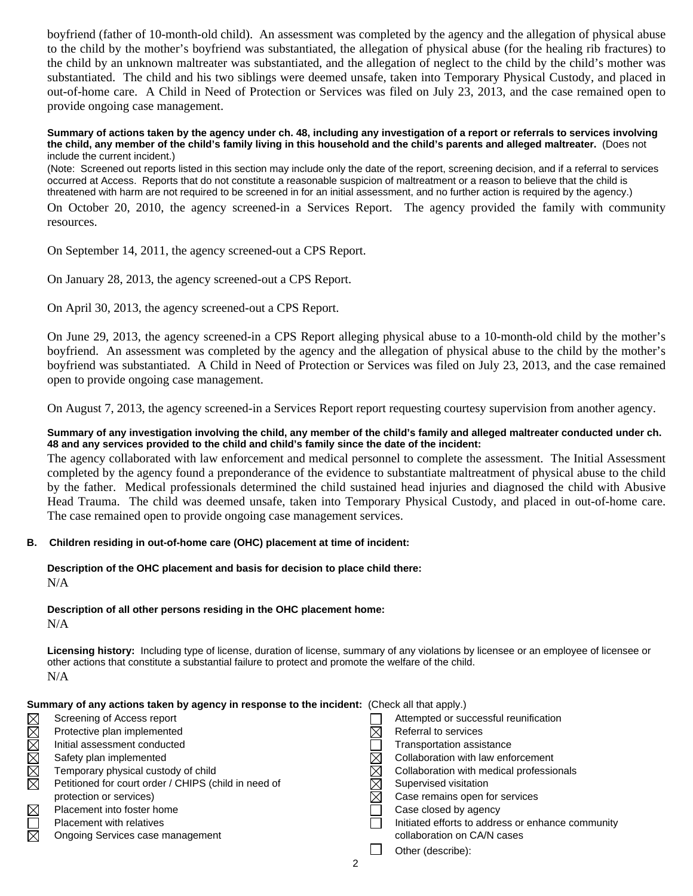boyfriend (father of 10-month-old child). An assessment was completed by the agency and the allegation of physical abuse to the child by the mother's boyfriend was substantiated, the allegation of physical abuse (for the healing rib fractures) to the child by an unknown maltreater was substantiated, and the allegation of neglect to the child by the child's mother was substantiated. The child and his two siblings were deemed unsafe, taken into Temporary Physical Custody, and placed in out-of-home care. A Child in Need of Protection or Services was filed on July 23, 2013, and the case remained open to provide ongoing case management.

**Summary of actions taken by the agency under ch. 48, including any investigation of a report or referrals to services involving the child, any member of the child's family living in this household and the child's parents and alleged maltreater.** (Does not include the current incident.)

(Note: Screened out reports listed in this section may include only the date of the report, screening decision, and if a referral to services occurred at Access. Reports that do not constitute a reasonable suspicion of maltreatment or a reason to believe that the child is threatened with harm are not required to be screened in for an initial assessment, and no further action is required by the agency.)

On October 20, 2010, the agency screened-in a Services Report. The agency provided the family with community resources.

On September 14, 2011, the agency screened-out a CPS Report.

On January 28, 2013, the agency screened-out a CPS Report.

On April 30, 2013, the agency screened-out a CPS Report.

On June 29, 2013, the agency screened-in a CPS Report alleging physical abuse to a 10-month-old child by the mother's boyfriend. An assessment was completed by the agency and the allegation of physical abuse to the child by the mother's boyfriend was substantiated. A Child in Need of Protection or Services was filed on July 23, 2013, and the case remained open to provide ongoing case management.

On August 7, 2013, the agency screened-in a Services Report report requesting courtesy supervision from another agency.

**Summary of any investigation involving the child, any member of the child's family and alleged maltreater conducted under ch. 48 and any services provided to the child and child's family since the date of the incident:**

The agency collaborated with law enforcement and medical personnel to complete the assessment. The Initial Assessment completed by the agency found a preponderance of the evidence to substantiate maltreatment of physical abuse to the child by the father. Medical professionals determined the child sustained head injuries and diagnosed the child with Abusive Head Trauma. The child was deemed unsafe, taken into Temporary Physical Custody, and placed in out-of-home care. The case remained open to provide ongoing case management services.

**B. Children residing in out-of-home care (OHC) placement at time of incident:**

**Description of the OHC placement and basis for decision to place child there:**

N/A

**Description of all other persons residing in the OHC placement home:**

N/A

**Licensing history:** Including type of license, duration of license, summary of any violations by licensee or an employee of licensee or other actions that constitute a substantial failure to protect and promote the welfare of the child.

N/A

**Summary of any actions taken by agency in response to the incident:** (Check all that apply.)

- ☒ Screening of Access report
- ☒ Protective plan implemented
- ☒ Initial assessment conducted
- ☒ Safety plan implemented
- ☒ Temporary physical custody of child
- ☒ Petitioned for court order / CHIPS (child in need of protection or services)
- ☒ Placement into foster home
- ☐ Placement with relatives
- ☒ Ongoing Services case management
- ☐ Attempted or successful reunification
- ☒ Referral to services
- ☐ Transportation assistance
- ☒ Collaboration with law enforcement
- ☒ Collaboration with medical professionals
- ☒ Supervised visitation
- ☒ Case remains open for services
- ☐ Case closed by agency
- ☐ Initiated efforts to address or enhance community collaboration on CA/N cases
- ☐ Other (describe):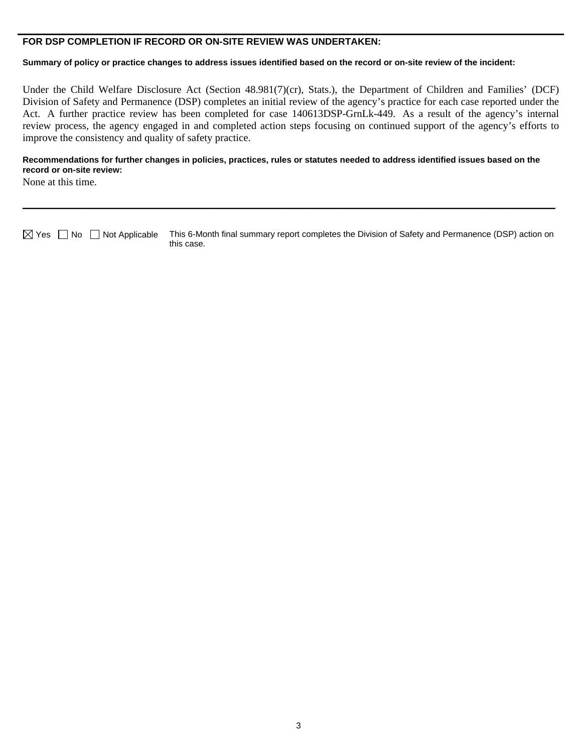**FOR DSP COMPLETION IF RECORD OR ON-SITE REVIEW WAS UNDERTAKEN:**

**Summary of policy or practice changes to address issues identified based on the record or on-site review of the incident:**

Under the Child Welfare Disclosure Act (Section 48.981(7)(cr), Stats.), the Department of Children and Families' (DCF) Division of Safety and Permanence (DSP) completes an initial review of the agency's practice for each case reported under the Act. A further practice review has been completed for case 140613DSP-GrnLk-449. As a result of the agency's internal review process, the agency engaged in and completed action steps focusing on continued support of the agency's efforts to improve the consistency and quality of safety practice.

**Recommendations for further changes in policies, practices, rules or statutes needed to address identified issues based on the record or on-site review:**

None at this time.

---

☒ Yes ☐ No ☐ Not Applicable This 6-Month final summary report completes the Division of Safety and Permanence (DSP) action on this case.